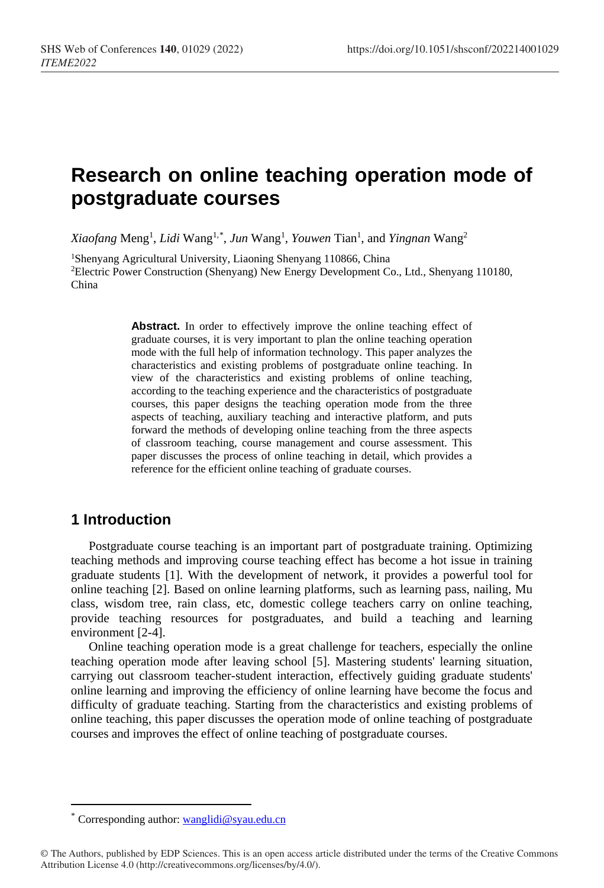# Research on online teaching operation mode of postgraduate courses

*Xiaofang* Meng[1], *Lidi* Wang[1,*], *Jun* Wang[1], *Youwen* Tian[1], and *Yingnan* Wang[2]

[1]Shenyang Agricultural University, Liaoning Shenyang 110866, China
[2]Electric Power Construction (Shenyang) New Energy Development Co., Ltd., Shenyang 110180, China

**Abstract.** In order to effectively improve the online teaching effect of graduate courses, it is very important to plan the online teaching operation mode with the full help of information technology. This paper analyzes the characteristics and existing problems of postgraduate online teaching. In view of the characteristics and existing problems of online teaching, according to the teaching experience and the characteristics of postgraduate courses, this paper designs the teaching operation mode from the three aspects of teaching, auxiliary teaching and interactive platform, and puts forward the methods of developing online teaching from the three aspects of classroom teaching, course management and course assessment. This paper discusses the process of online teaching in detail, which provides a reference for the efficient online teaching of graduate courses.

## 1 Introduction

Postgraduate course teaching is an important part of postgraduate training. Optimizing teaching methods and improving course teaching effect has become a hot issue in training graduate students [1]. With the development of network, it provides a powerful tool for online teaching [2]. Based on online learning platforms, such as learning pass, nailing, Mu class, wisdom tree, rain class, etc, domestic college teachers carry on online teaching, provide teaching resources for postgraduates, and build a teaching and learning environment [2-4].

Online teaching operation mode is a great challenge for teachers, especially the online teaching operation mode after leaving school [5]. Mastering students' learning situation, carrying out classroom teacher-student interaction, effectively guiding graduate students' online learning and improving the efficiency of online learning have become the focus and difficulty of graduate teaching. Starting from the characteristics and existing problems of online teaching, this paper discusses the operation mode of online teaching of postgraduate courses and improves the effect of online teaching of postgraduate courses.

[*] Corresponding author: wanglidi@syau.edu.cn

© The Authors, published by EDP Sciences. This is an open access article distributed under the terms of the Creative Commons Attribution License 4.0 (http://creativecommons.org/licenses/by/4.0/).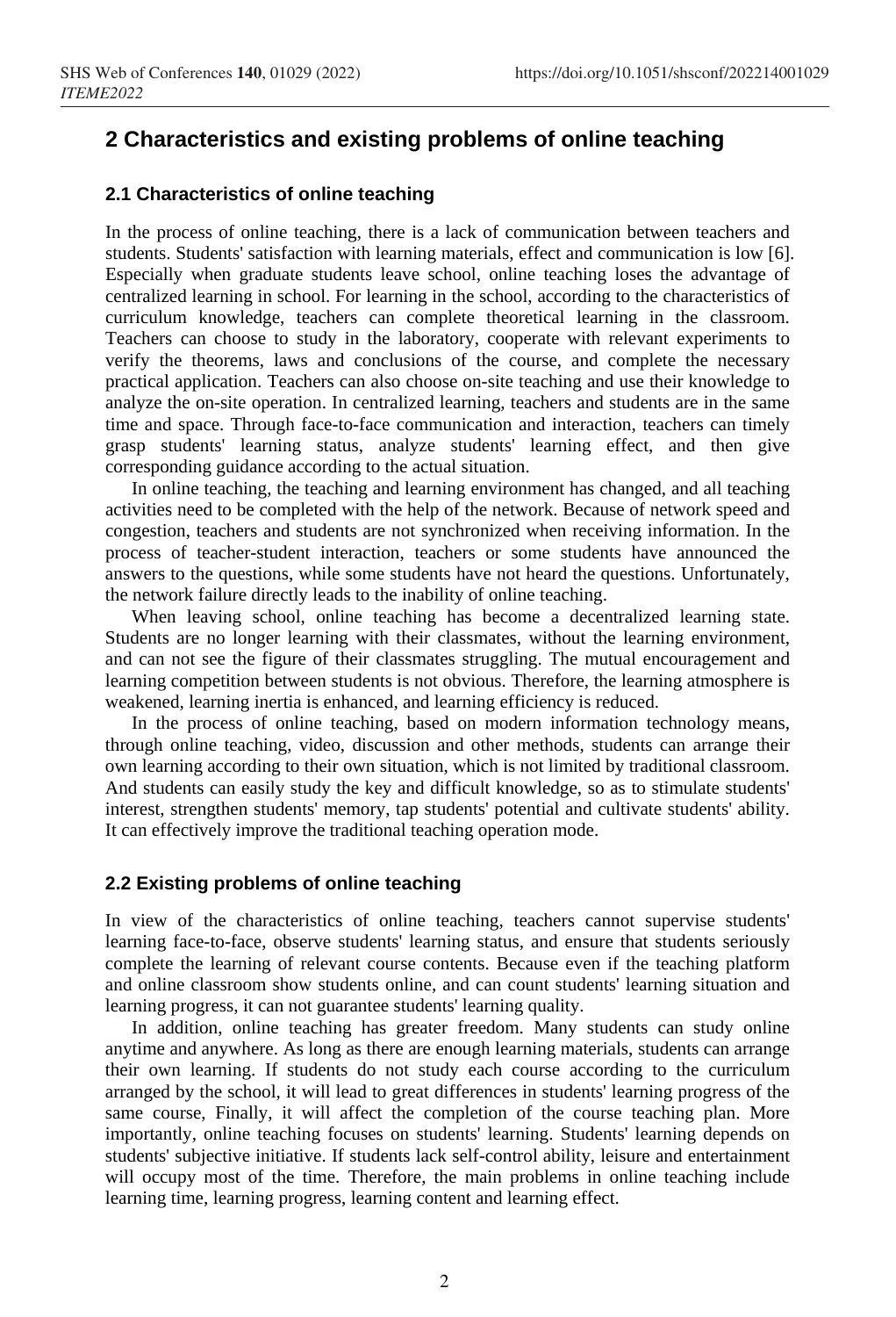## 2 Characteristics and existing problems of online teaching

### 2.1 Characteristics of online teaching

In the process of online teaching, there is a lack of communication between teachers and students. Students' satisfaction with learning materials, effect and communication is low [6]. Especially when graduate students leave school, online teaching loses the advantage of centralized learning in school. For learning in the school, according to the characteristics of curriculum knowledge, teachers can complete theoretical learning in the classroom. Teachers can choose to study in the laboratory, cooperate with relevant experiments to verify the theorems, laws and conclusions of the course, and complete the necessary practical application. Teachers can also choose on-site teaching and use their knowledge to analyze the on-site operation. In centralized learning, teachers and students are in the same time and space. Through face-to-face communication and interaction, teachers can timely grasp students' learning status, analyze students' learning effect, and then give corresponding guidance according to the actual situation.

In online teaching, the teaching and learning environment has changed, and all teaching activities need to be completed with the help of the network. Because of network speed and congestion, teachers and students are not synchronized when receiving information. In the process of teacher-student interaction, teachers or some students have announced the answers to the questions, while some students have not heard the questions. Unfortunately, the network failure directly leads to the inability of online teaching.

When leaving school, online teaching has become a decentralized learning state. Students are no longer learning with their classmates, without the learning environment, and can not see the figure of their classmates struggling. The mutual encouragement and learning competition between students is not obvious. Therefore, the learning atmosphere is weakened, learning inertia is enhanced, and learning efficiency is reduced.

In the process of online teaching, based on modern information technology means, through online teaching, video, discussion and other methods, students can arrange their own learning according to their own situation, which is not limited by traditional classroom. And students can easily study the key and difficult knowledge, so as to stimulate students' interest, strengthen students' memory, tap students' potential and cultivate students' ability. It can effectively improve the traditional teaching operation mode.

### 2.2 Existing problems of online teaching

In view of the characteristics of online teaching, teachers cannot supervise students' learning face-to-face, observe students' learning status, and ensure that students seriously complete the learning of relevant course contents. Because even if the teaching platform and online classroom show students online, and can count students' learning situation and learning progress, it can not guarantee students' learning quality.

In addition, online teaching has greater freedom. Many students can study online anytime and anywhere. As long as there are enough learning materials, students can arrange their own learning. If students do not study each course according to the curriculum arranged by the school, it will lead to great differences in students' learning progress of the same course, Finally, it will affect the completion of the course teaching plan. More importantly, online teaching focuses on students' learning. Students' learning depends on students' subjective initiative. If students lack self-control ability, leisure and entertainment will occupy most of the time. Therefore, the main problems in online teaching include learning time, learning progress, learning content and learning effect.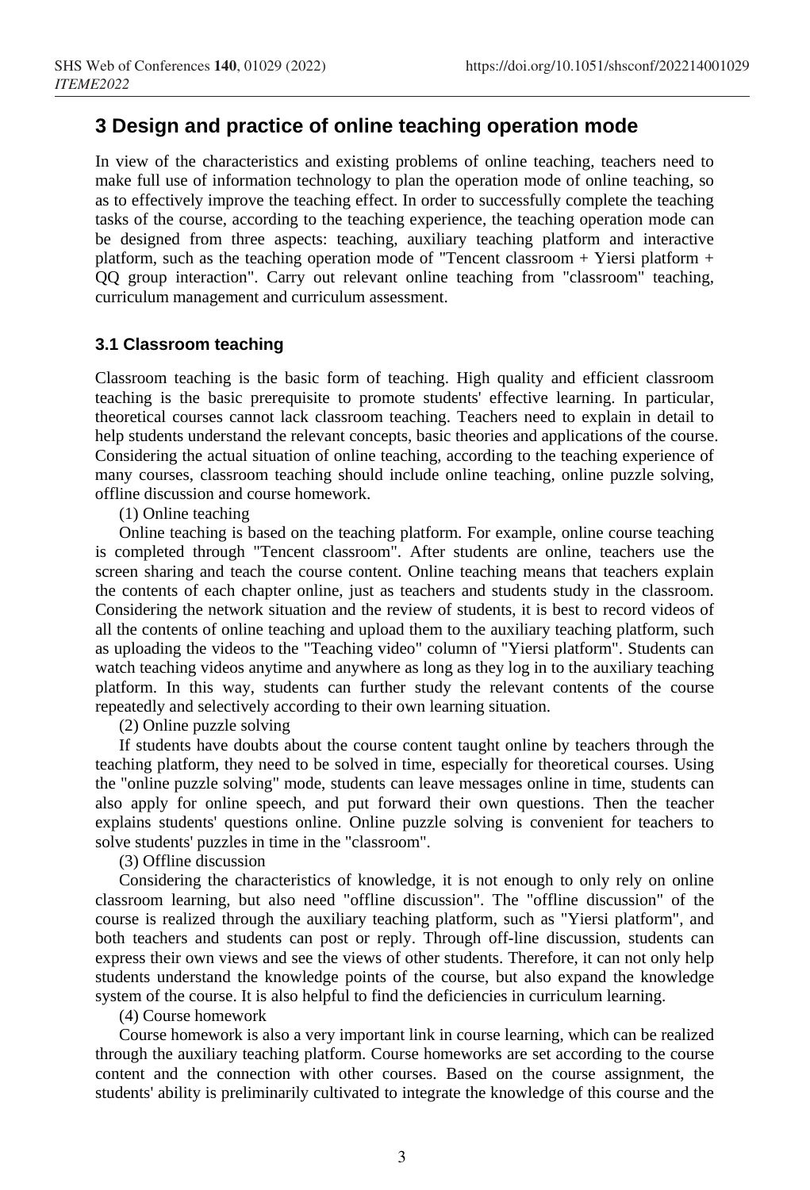## 3 Design and practice of online teaching operation mode

In view of the characteristics and existing problems of online teaching, teachers need to make full use of information technology to plan the operation mode of online teaching, so as to effectively improve the teaching effect. In order to successfully complete the teaching tasks of the course, according to the teaching experience, the teaching operation mode can be designed from three aspects: teaching, auxiliary teaching platform and interactive platform, such as the teaching operation mode of "Tencent classroom + Yiersi platform + QQ group interaction". Carry out relevant online teaching from "classroom" teaching, curriculum management and curriculum assessment.

### 3.1 Classroom teaching

Classroom teaching is the basic form of teaching. High quality and efficient classroom teaching is the basic prerequisite to promote students' effective learning. In particular, theoretical courses cannot lack classroom teaching. Teachers need to explain in detail to help students understand the relevant concepts, basic theories and applications of the course. Considering the actual situation of online teaching, according to the teaching experience of many courses, classroom teaching should include online teaching, online puzzle solving, offline discussion and course homework.

(1) Online teaching

Online teaching is based on the teaching platform. For example, online course teaching is completed through "Tencent classroom". After students are online, teachers use the screen sharing and teach the course content. Online teaching means that teachers explain the contents of each chapter online, just as teachers and students study in the classroom. Considering the network situation and the review of students, it is best to record videos of all the contents of online teaching and upload them to the auxiliary teaching platform, such as uploading the videos to the "Teaching video" column of "Yiersi platform". Students can watch teaching videos anytime and anywhere as long as they log in to the auxiliary teaching platform. In this way, students can further study the relevant contents of the course repeatedly and selectively according to their own learning situation.

(2) Online puzzle solving

If students have doubts about the course content taught online by teachers through the teaching platform, they need to be solved in time, especially for theoretical courses. Using the "online puzzle solving" mode, students can leave messages online in time, students can also apply for online speech, and put forward their own questions. Then the teacher explains students' questions online. Online puzzle solving is convenient for teachers to solve students' puzzles in time in the "classroom".

(3) Offline discussion

Considering the characteristics of knowledge, it is not enough to only rely on online classroom learning, but also need "offline discussion". The "offline discussion" of the course is realized through the auxiliary teaching platform, such as "Yiersi platform", and both teachers and students can post or reply. Through off-line discussion, students can express their own views and see the views of other students. Therefore, it can not only help students understand the knowledge points of the course, but also expand the knowledge system of the course. It is also helpful to find the deficiencies in curriculum learning.

(4) Course homework

Course homework is also a very important link in course learning, which can be realized through the auxiliary teaching platform. Course homeworks are set according to the course content and the connection with other courses. Based on the course assignment, the students' ability is preliminarily cultivated to integrate the knowledge of this course and the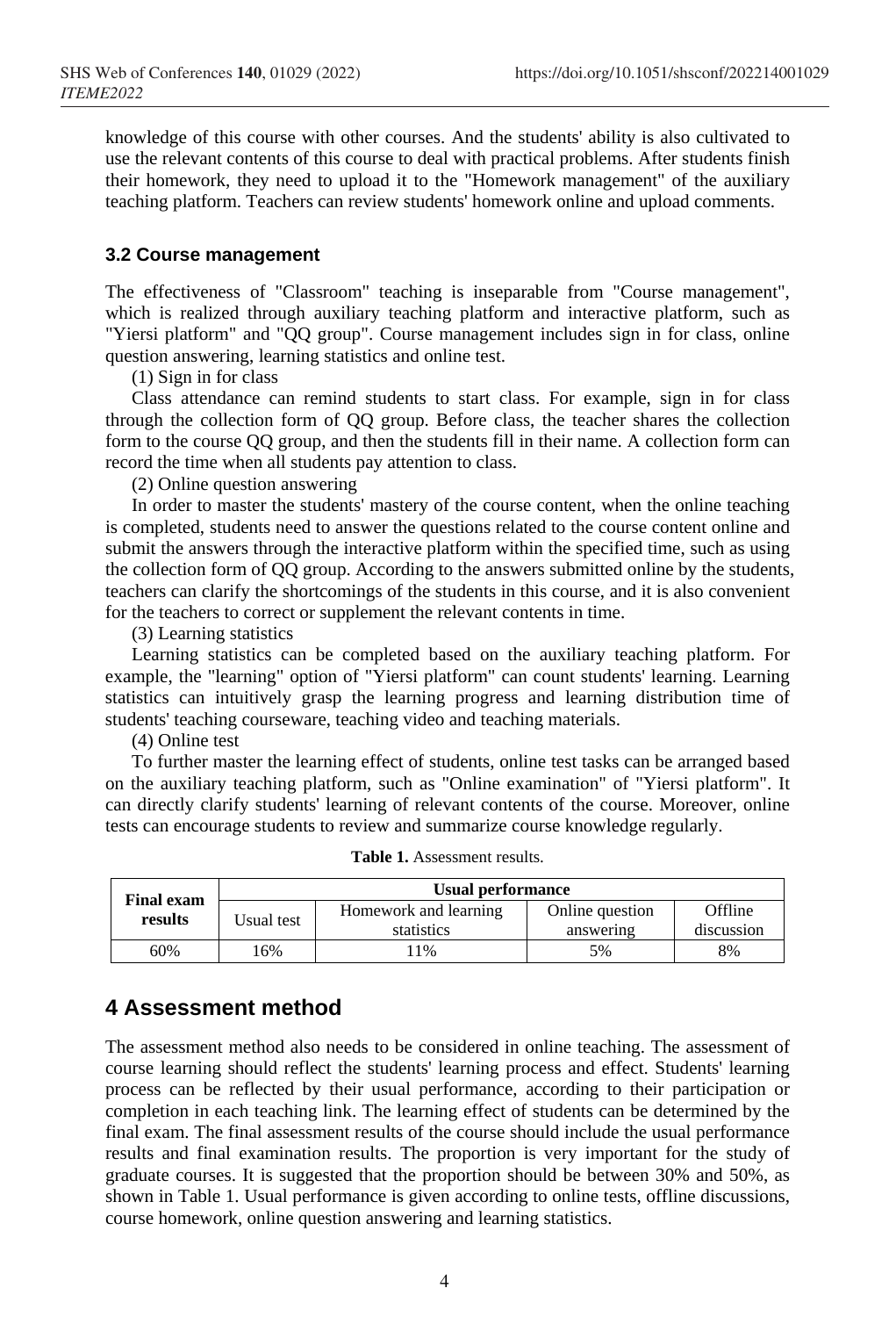knowledge of this course with other courses. And the students' ability is also cultivated to use the relevant contents of this course to deal with practical problems. After students finish their homework, they need to upload it to the "Homework management" of the auxiliary teaching platform. Teachers can review students' homework online and upload comments.

### 3.2 Course management

The effectiveness of "Classroom" teaching is inseparable from "Course management", which is realized through auxiliary teaching platform and interactive platform, such as "Yiersi platform" and "QQ group". Course management includes sign in for class, online question answering, learning statistics and online test.

(1) Sign in for class

Class attendance can remind students to start class. For example, sign in for class through the collection form of QQ group. Before class, the teacher shares the collection form to the course QQ group, and then the students fill in their name. A collection form can record the time when all students pay attention to class.

(2) Online question answering

In order to master the students' mastery of the course content, when the online teaching is completed, students need to answer the questions related to the course content online and submit the answers through the interactive platform within the specified time, such as using the collection form of QQ group. According to the answers submitted online by the students, teachers can clarify the shortcomings of the students in this course, and it is also convenient for the teachers to correct or supplement the relevant contents in time.

(3) Learning statistics

Learning statistics can be completed based on the auxiliary teaching platform. For example, the "learning" option of "Yiersi platform" can count students' learning. Learning statistics can intuitively grasp the learning progress and learning distribution time of students' teaching courseware, teaching video and teaching materials.

(4) Online test

To further master the learning effect of students, online test tasks can be arranged based on the auxiliary teaching platform, such as "Online examination" of "Yiersi platform". It can directly clarify students' learning of relevant contents of the course. Moreover, online tests can encourage students to review and summarize course knowledge regularly.

**Table 1.** Assessment results.

| **Final exam results** | **Usual performance** | | | |
|---|---|---|---|---|
| | Usual test | Homework and learning statistics | Online question answering | Offline discussion |
| 60% | 16% | 11% | 5% | 8% |

## 4 Assessment method

The assessment method also needs to be considered in online teaching. The assessment of course learning should reflect the students' learning process and effect. Students' learning process can be reflected by their usual performance, according to their participation or completion in each teaching link. The learning effect of students can be determined by the final exam. The final assessment results of the course should include the usual performance results and final examination results. The proportion is very important for the study of graduate courses. It is suggested that the proportion should be between 30% and 50%, as shown in Table 1. Usual performance is given according to online tests, offline discussions, course homework, online question answering and learning statistics.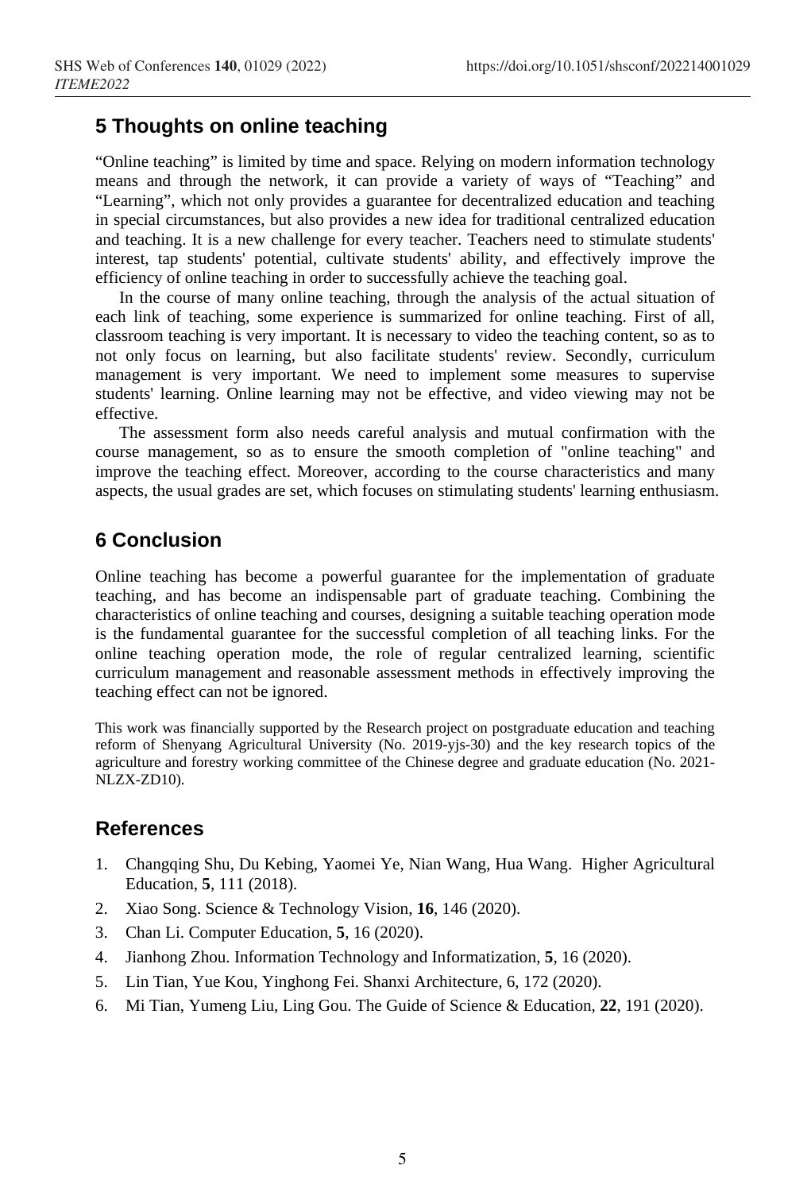## 5 Thoughts on online teaching

"Online teaching" is limited by time and space. Relying on modern information technology means and through the network, it can provide a variety of ways of "Teaching" and "Learning", which not only provides a guarantee for decentralized education and teaching in special circumstances, but also provides a new idea for traditional centralized education and teaching. It is a new challenge for every teacher. Teachers need to stimulate students' interest, tap students' potential, cultivate students' ability, and effectively improve the efficiency of online teaching in order to successfully achieve the teaching goal.

In the course of many online teaching, through the analysis of the actual situation of each link of teaching, some experience is summarized for online teaching. First of all, classroom teaching is very important. It is necessary to video the teaching content, so as to not only focus on learning, but also facilitate students' review. Secondly, curriculum management is very important. We need to implement some measures to supervise students' learning. Online learning may not be effective, and video viewing may not be effective.

The assessment form also needs careful analysis and mutual confirmation with the course management, so as to ensure the smooth completion of "online teaching" and improve the teaching effect. Moreover, according to the course characteristics and many aspects, the usual grades are set, which focuses on stimulating students' learning enthusiasm.

## 6 Conclusion

Online teaching has become a powerful guarantee for the implementation of graduate teaching, and has become an indispensable part of graduate teaching. Combining the characteristics of online teaching and courses, designing a suitable teaching operation mode is the fundamental guarantee for the successful completion of all teaching links. For the online teaching operation mode, the role of regular centralized learning, scientific curriculum management and reasonable assessment methods in effectively improving the teaching effect can not be ignored.

This work was financially supported by the Research project on postgraduate education and teaching reform of Shenyang Agricultural University (No. 2019-yjs-30) and the key research topics of the agriculture and forestry working committee of the Chinese degree and graduate education (No. 2021-NLZX-ZD10).

## References

1. Changqing Shu, Du Kebing, Yaomei Ye, Nian Wang, Hua Wang. Higher Agricultural Education, **5**, 111 (2018).
2. Xiao Song. Science & Technology Vision, **16**, 146 (2020).
3. Chan Li. Computer Education, **5**, 16 (2020).
4. Jianhong Zhou. Information Technology and Informatization, **5**, 16 (2020).
5. Lin Tian, Yue Kou, Yinghong Fei. Shanxi Architecture, 6, 172 (2020).
6. Mi Tian, Yumeng Liu, Ling Gou. The Guide of Science & Education, **22**, 191 (2020).